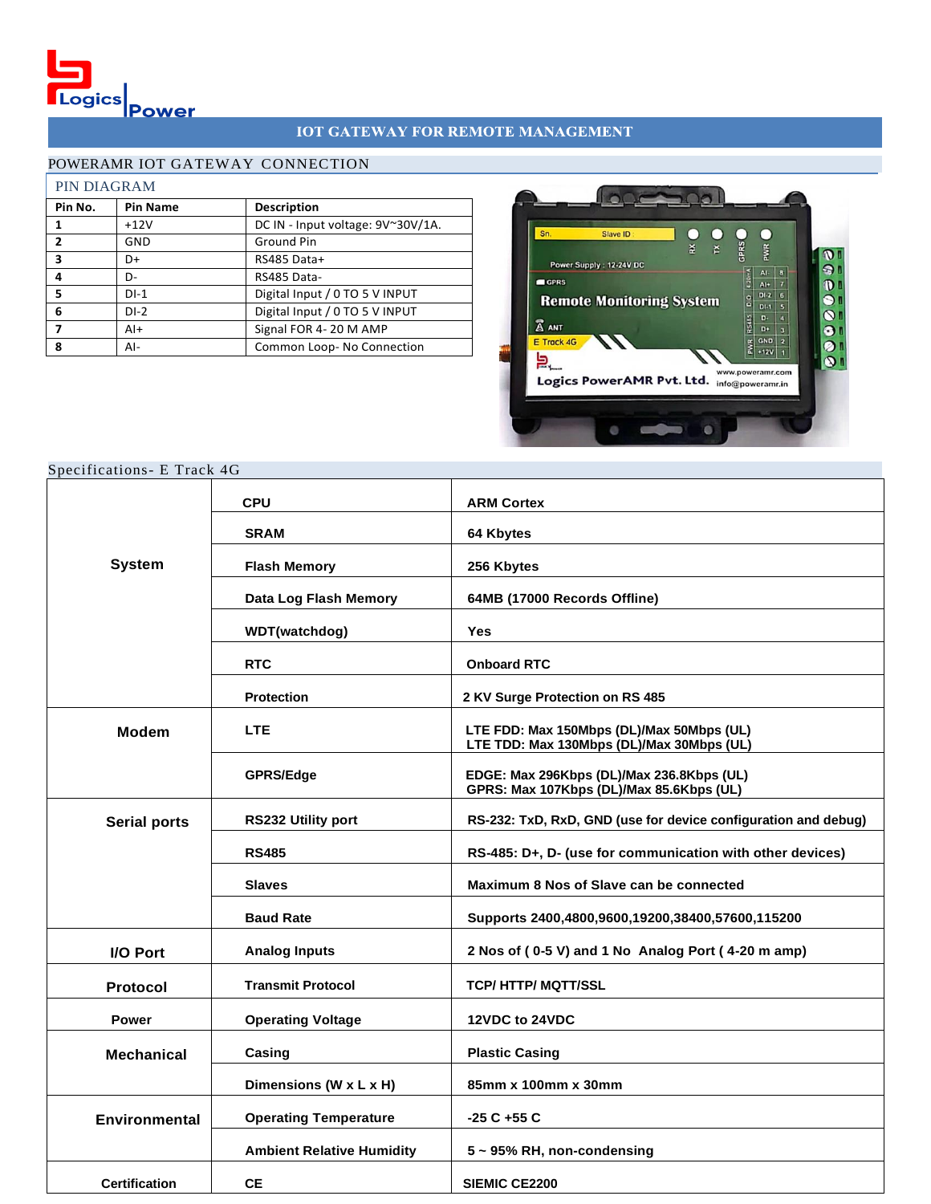# IOT GATEWAY FOR REMOTE MANAGEMENT

## POWERAMR IOT GATEWAY CONNECTION

### PIN DIAGRAM

| Pin No. | Pin Name | Description |
|---|---|---|
| 1 | +12V | DC IN - Input voltage: 9V~30V/1A. |
| 2 | GND | Ground Pin |
| 3 | D+ | RS485 Data+ |
| 4 | D- | RS485 Data- |
| 5 | DI-1 | Digital Input / 0 TO 5 V INPUT |
| 6 | DI-2 | Digital Input / 0 TO 5 V INPUT |
| 7 | AI+ | Signal FOR 4- 20 M AMP |
| 8 | AI- | Common Loop- No Connection |

## Specifications- E Track 4G

| | | |
|---|---|---|
| System | CPU | ARM Cortex |
| | SRAM | 64 Kbytes |
| | Flash Memory | 256 Kbytes |
| | Data Log Flash Memory | 64MB (17000 Records Offline) |
| | WDT(watchdog) | Yes |
| | RTC | Onboard RTC |
| | Protection | 2 KV Surge Protection on RS 485 |
| Modem | LTE | LTE FDD: Max 150Mbps (DL)/Max 50Mbps (UL)<br>LTE TDD: Max 130Mbps (DL)/Max 30Mbps (UL) |
| | GPRS/Edge | EDGE: Max 296Kbps (DL)/Max 236.8Kbps (UL)<br>GPRS: Max 107Kbps (DL)/Max 85.6Kbps (UL) |
| Serial ports | RS232 Utility port | RS-232: TxD, RxD, GND (use for device configuration and debug) |
| | RS485 | RS-485: D+, D- (use for communication with other devices) |
| | Slaves | Maximum 8 Nos of Slave can be connected |
| | Baud Rate | Supports 2400,4800,9600,19200,38400,57600,115200 |
| I/O Port | Analog Inputs | 2 Nos of ( 0-5 V) and 1 No Analog Port ( 4-20 m amp) |
| Protocol | Transmit Protocol | TCP/ HTTP/ MQTT/SSL |
| Power | Operating Voltage | 12VDC to 24VDC |
| Mechanical | Casing | Plastic Casing |
| | Dimensions (W x L x H) | 85mm x 100mm x 30mm |
| Environmental | Operating Temperature | -25 C +55 C |
| | Ambient Relative Humidity | 5 ~ 95% RH, non-condensing |
| Certification | CE | SIEMIC CE2200 |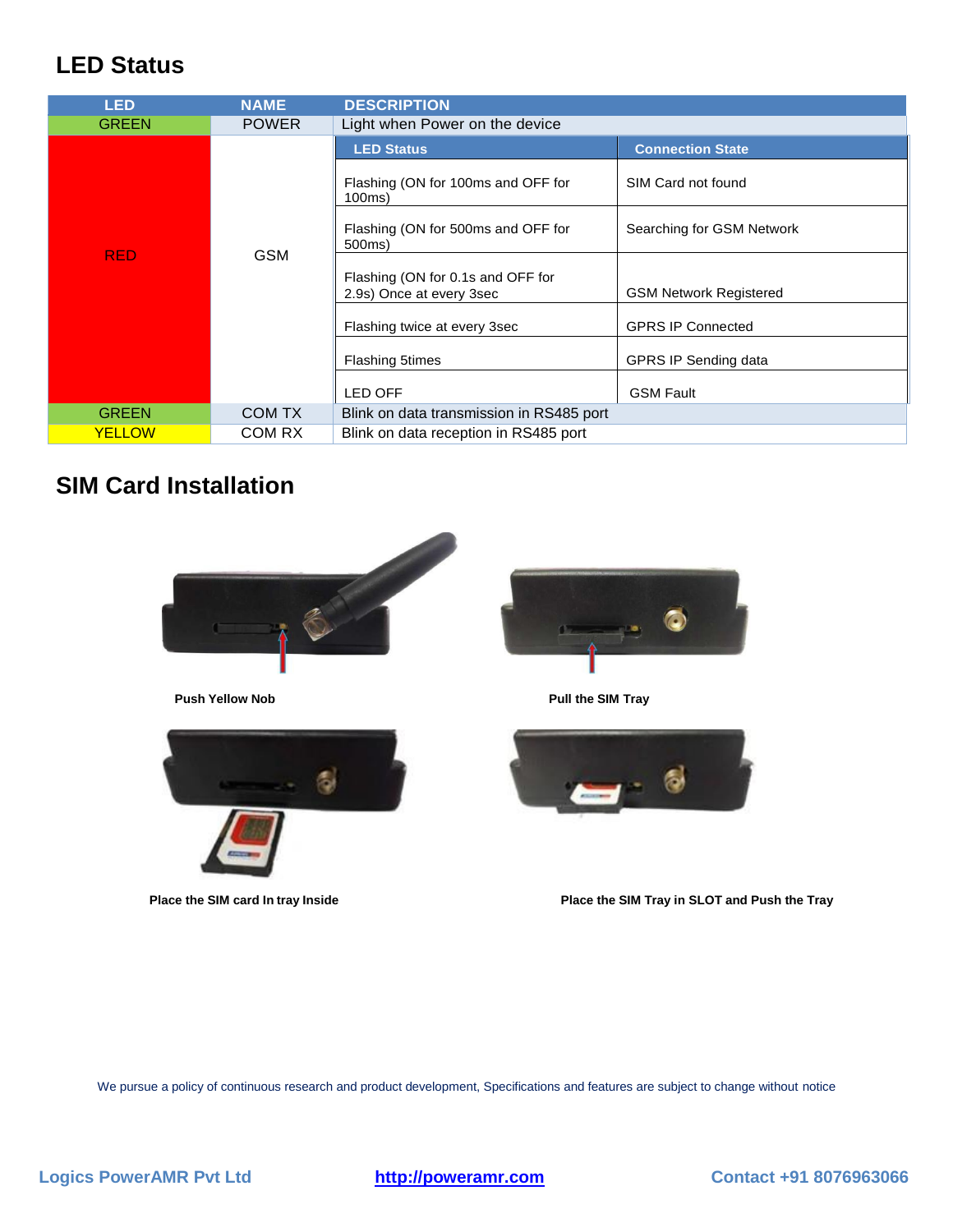## LED Status

| LED | NAME | DESCRIPTION | |
|---|---|---|---|
| GREEN | POWER | Light when Power on the device | |
| RED | GSM | **LED Status** | **Connection State** |
| | | Flashing (ON for 100ms and OFF for 100ms) | SIM Card not found |
| | | Flashing (ON for 500ms and OFF for 500ms) | Searching for GSM Network |
| | | Flashing (ON for 0.1s and OFF for 2.9s) Once at every 3sec | GSM Network Registered |
| | | Flashing twice at every 3sec | GPRS IP Connected |
| | | Flashing 5times | GPRS IP Sending data |
| | | LED OFF | GSM Fault |
| GREEN | COM TX | Blink on data transmission in RS485 port | |
| YELLOW | COM RX | Blink on data reception in RS485 port | |

## SIM Card Installation

**Push Yellow Nob**

**Pull the SIM Tray**

**Place the SIM card In tray Inside**

**Place the SIM Tray in SLOT and Push the Tray**

We pursue a policy of continuous research and product development, Specifications and features are subject to change without notice

**Logics PowerAMR Pvt Ltd** **http://poweramr.com** **Contact +91 8076963066**